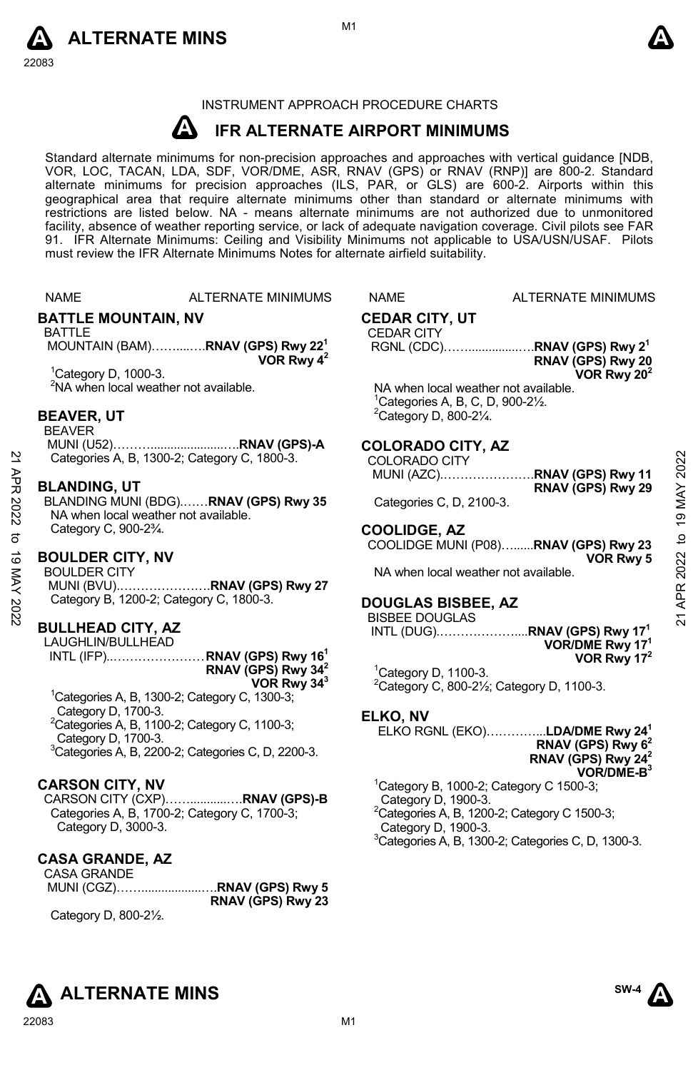INSTRUMENT APPROACH PROCEDURE CHARTS

# IFR ALTERNATE AIRPORT MINIMUMS

Standard alternate minimums for non-precision approaches and approaches with vertical guidance [NDB, VOR, LOC, TACAN, LDA, SDF, VOR/DME, ASR, RNAV (GPS) or RNAV (RNP)] are 800-2. Standard alternate minimums for precision approaches (ILS, PAR, or GLS) are 600-2. Airports within this geographical area that require alternate minimums other than standard or alternate minimums with restrictions are listed below. NA - means alternate minimums are not authorized due to unmonitored facility, absence of weather reporting service, or lack of adequate navigation coverage. Civil pilots see FAR 91. IFR Alternate Minimums: Ceiling and Visibility Minimums not applicable to USA/USN/USAF. Pilots must review the IFR Alternate Minimums Notes for alternate airfield suitability.

NAME — ALTERNATE MINIMUMS

## BATTLE MOUNTAIN, NV

BATTLE MOUNTAIN (BAM)……......**RNAV (GPS) Rwy 22**[1]
**VOR Rwy 4**[2]

[1]Category D, 1000-3.
[2]NA when local weather not available.

## BEAVER, UT

BEAVER MUNI (U52)………........................**RNAV (GPS)-A**

Categories A, B, 1300-2; Category C, 1800-3.

## BLANDING, UT

BLANDING MUNI (BDG).……**RNAV (GPS) Rwy 35**

NA when local weather not available.
Category C, 900-2¾.

## BOULDER CITY, NV

BOULDER CITY MUNI (BVU).…………………**RNAV (GPS) Rwy 27**

Category B, 1200-2; Category C, 1800-3.

## BULLHEAD CITY, AZ

LAUGHLIN/BULLHEAD INTL (IFP).……………………**RNAV (GPS) Rwy 16**[1]
**RNAV (GPS) Rwy 34**[2]
**VOR Rwy 34**[3]

[1]Categories A, B, 1300-2; Category C, 1300-3; Category D, 1700-3.
[2]Categories A, B, 1100-2; Category C, 1100-3; Category D, 1700-3.
[3]Categories A, B, 2200-2; Categories C, D, 2200-3.

## CARSON CITY, NV

CARSON CITY (CXP)……...........….**RNAV (GPS)-B**

Categories A, B, 1700-2; Category C, 1700-3; Category D, 3000-3.

## CASA GRANDE, AZ

CASA GRANDE MUNI (CGZ)……..................….**RNAV (GPS) Rwy 5**
**RNAV (GPS) Rwy 23**

Category D, 800-2½.

## CEDAR CITY, UT

CEDAR CITY RGNL (CDC).……...............….**RNAV (GPS) Rwy 2**[1]
**RNAV (GPS) Rwy 20**
**VOR Rwy 20**[2]

NA when local weather not available.
[1]Categories A, B, C, D, 900-2½.
[2]Category D, 800-2¼.

## COLORADO CITY, AZ

COLORADO CITY MUNI (AZC).…………………..**RNAV (GPS) Rwy 11**
**RNAV (GPS) Rwy 29**

Categories C, D, 2100-3.

## COOLIDGE, AZ

COOLIDGE MUNI (P08)….......**RNAV (GPS) Rwy 23**
**VOR Rwy 5**

NA when local weather not available.

## DOUGLAS BISBEE, AZ

BISBEE DOUGLAS INTL (DUG).………………....**RNAV (GPS) Rwy 17**[1]
**VOR/DME Rwy 17**[1]
**VOR Rwy 17**[2]

[1]Category D, 1100-3.
[2]Category C, 800-2½; Category D, 1100-3.

## ELKO, NV

ELKO RGNL (EKO)…………...**LDA/DME Rwy 24**[1]
**RNAV (GPS) Rwy 6**[2]
**RNAV (GPS) Rwy 24**[2]
**VOR/DME-B**[3]

[1]Category B, 1000-2; Category C 1500-3; Category D, 1900-3.
[2]Categories A, B, 1200-2; Category C 1500-3; Category D, 1900-3.
[3]Categories A, B, 1300-2; Categories C, D, 1300-3.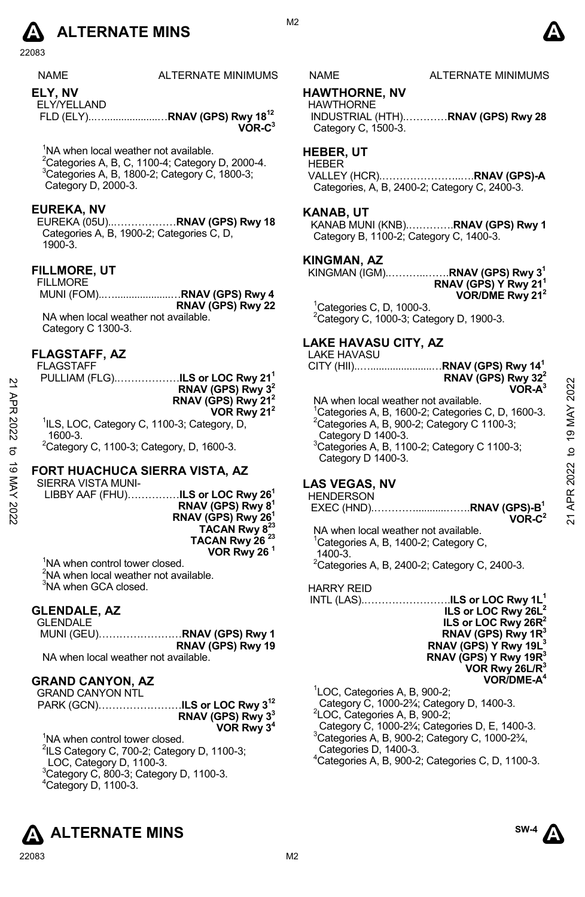| NAME | ALTERNATE MINIMUMS |
|---|---|

## ELY, NV

ELY/YELLAND FLD (ELY)........................**RNAV (GPS) Rwy 18**[12]
**VOR-C**[3]

[1]NA when local weather not available.
[2]Categories A, B, C, 1100-4; Category D, 2000-4.
[3]Categories A, B, 1800-2; Category C, 1800-3; Category D, 2000-3.

## EUREKA, NV

EUREKA (05U)...................**RNAV (GPS) Rwy 18**
Categories A, B, 1900-2; Categories C, D, 1900-3.

## FILLMORE, UT

FILLMORE MUNI (FOM)........................**RNAV (GPS) Rwy 4**
**RNAV (GPS) Rwy 22**
NA when local weather not available.
Category C 1300-3.

## FLAGSTAFF, AZ

FLAGSTAFF PULLIAM (FLG)..................**ILS or LOC Rwy 21**[1]
**RNAV (GPS) Rwy 3**[2]
**RNAV (GPS) Rwy 21**[2]
**VOR Rwy 21**[2]

[1]ILS, LOC, Category C, 1100-3; Category, D, 1600-3.
[2]Category C, 1100-3; Category, D, 1600-3.

## FORT HUACHUCA SIERRA VISTA, AZ

SIERRA VISTA MUNI-LIBBY AAF (FHU)...............**ILS or LOC Rwy 26**[1]
**RNAV (GPS) Rwy 8**[1]
**RNAV (GPS) Rwy 26**[1]
**TACAN Rwy 8**[23]
**TACAN Rwy 26**[23]
**VOR Rwy 26**[1]

[1]NA when control tower closed.
[2]NA when local weather not available.
[3]NA when GCA closed.

## GLENDALE, AZ

GLENDALE MUNI (GEU)........................**RNAV (GPS) Rwy 1**
**RNAV (GPS) Rwy 19**
NA when local weather not available.

## GRAND CANYON, AZ

GRAND CANYON NTL PARK (GCN)........................**ILS or LOC Rwy 3**[12]
**RNAV (GPS) Rwy 3**[3]
**VOR Rwy 3**[4]

[1]NA when control tower closed.
[2]ILS Category C, 700-2; Category D, 1100-3; LOC, Category D, 1100-3.
[3]Category C, 800-3; Category D, 1100-3.
[4]Category D, 1100-3.

## HAWTHORNE, NV

HAWTHORNE INDUSTRIAL (HTH).............**RNAV (GPS) Rwy 28**
Category C, 1500-3.

## HEBER, UT

HEBER VALLEY (HCR)...........................**RNAV (GPS)-A**
Categories, A, B, 2400-2; Category C, 2400-3.

## KANAB, UT

KANAB MUNI (KNB)..............**RNAV (GPS) Rwy 1**
Category B, 1100-2; Category C, 1400-3.

## KINGMAN, AZ

KINGMAN (IGM)...................**RNAV (GPS) Rwy 3**[1]
**RNAV (GPS) Y Rwy 21**[1]
**VOR/DME Rwy 21**[2]

[1]Categories C, D, 1000-3.
[2]Category C, 1000-3; Category D, 1900-3.

## LAKE HAVASU CITY, AZ

LAKE HAVASU CITY (HII)...........................**RNAV (GPS) Rwy 14**[1]
**RNAV (GPS) Rwy 32**[2]
**VOR-A**[3]

NA when local weather not available.
[1]Categories A, B, 1600-2; Categories C, D, 1600-3.
[2]Categories A, B, 900-2; Category C 1100-3; Category D 1400-3.
[3]Categories A, B, 1100-2; Category C 1100-3; Category D 1400-3.

## LAS VEGAS, NV

HENDERSON EXEC (HND)...............................**RNAV (GPS)-B**[1]
**VOR-C**[2]

NA when local weather not available.
[1]Categories A, B, 1400-2; Category C, 1400-3.
[2]Categories A, B, 2400-2; Category C, 2400-3.

HARRY REID INTL (LAS)..........................**ILS or LOC Rwy 1L**[1]
**ILS or LOC Rwy 26L**[2]
**ILS or LOC Rwy 26R**[2]
**RNAV (GPS) Rwy 1R**[3]
**RNAV (GPS) Y Rwy 19L**[3]
**RNAV (GPS) Y Rwy 19R**[3]
**VOR Rwy 26L/R**[3]
**VOR/DME-A**[4]

[1]LOC, Categories A, B, 900-2; Category C, 1000-2¾; Category D, 1400-3.
[2]LOC, Categories A, B, 900-2; Category C, 1000-2¾; Categories D, E, 1400-3.
[3]Categories A, B, 900-2; Category C, 1000-2¾, Categories D, 1400-3.
[4]Categories A, B, 900-2; Categories C, D, 1100-3.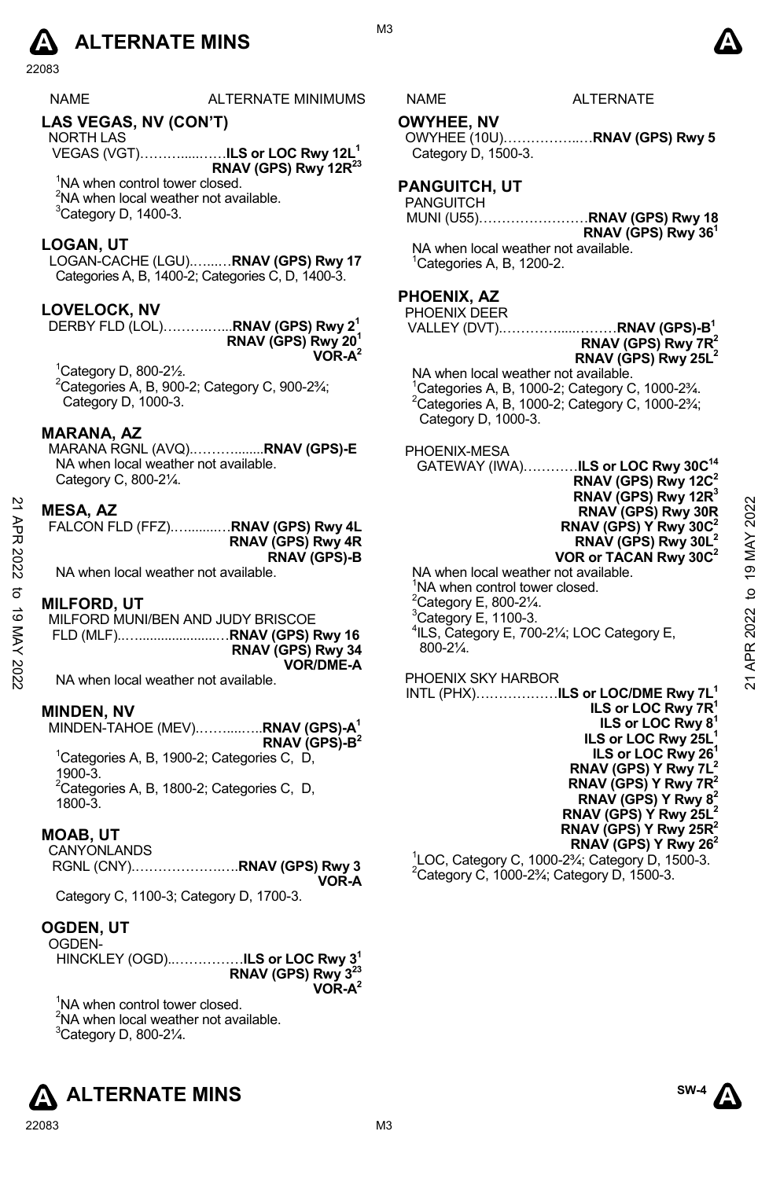# ALTERNATE MINS

| NAME | ALTERNATE MINIMUMS |
|---|---|

## LAS VEGAS, NV (CON'T)

NORTH LAS VEGAS (VGT)……….....……**ILS or LOC Rwy 12L**[1]
**RNAV (GPS) Rwy 12R**[23]

[1]NA when control tower closed.
[2]NA when local weather not available.
[3]Category D, 1400-3.

## LOGAN, UT

LOGAN-CACHE (LGU)……..…**RNAV (GPS) Rwy 17**
Categories A, B, 1400-2; Categories C, D, 1400-3.

## LOVELOCK, NV

DERBY FLD (LOL)…………....**RNAV (GPS) Rwy 2**[1]
**RNAV (GPS) Rwy 20**[1]
**VOR-A**[2]

[1]Category D, 800-2½.
[2]Categories A, B, 900-2; Category C, 900-2¾; Category D, 1000-3.

## MARANA, AZ

MARANA RGNL (AVQ)..………........**RNAV (GPS)-E**
NA when local weather not available.
Category C, 800-2¼.

## MESA, AZ

FALCON FLD (FFZ)..…......…**RNAV (GPS) Rwy 4L**
**RNAV (GPS) Rwy 4R**
**RNAV (GPS)-B**

NA when local weather not available.

## MILFORD, UT

MILFORD MUNI/BEN AND JUDY BRISCOE FLD (MLF)..…....................…**RNAV (GPS) Rwy 16**
**RNAV (GPS) Rwy 34**
**VOR/DME-A**

NA when local weather not available.

## MINDEN, NV

MINDEN-TAHOE (MEV)..……....…..**RNAV (GPS)-A**[1]
**RNAV (GPS)-B**[2]

[1]Categories A, B, 1900-2; Categories C, D, 1900-3.
[2]Categories A, B, 1800-2; Categories C, D, 1800-3.

## MOAB, UT

CANYONLANDS RGNL (CNY)..………………..….**RNAV (GPS) Rwy 3**
**VOR-A**

Category C, 1100-3; Category D, 1700-3.

## OGDEN, UT

OGDEN-HINCKLEY (OGD)..……………**ILS or LOC Rwy 3**[1]
**RNAV (GPS) Rwy 3**[23]
**VOR-A**[2]

[1]NA when control tower closed.
[2]NA when local weather not available.
[3]Category D, 800-2¼.

| NAME | ALTERNATE |
|---|---|

## OWYHEE, NV

OWYHEE (10U)……………..…**RNAV (GPS) Rwy 5**
Category D, 1500-3.

## PANGUITCH, UT

PANGUITCH MUNI (U55)……………………**RNAV (GPS) Rwy 18**
**RNAV (GPS) Rwy 36**[1]

NA when local weather not available.
[1]Categories A, B, 1200-2.

## PHOENIX, AZ

PHOENIX DEER VALLEY (DVT).…………......………**RNAV (GPS)-B**[1]
**RNAV (GPS) Rwy 7R**[2]
**RNAV (GPS) Rwy 25L**[2]

NA when local weather not available.
[1]Categories A, B, 1000-2; Category C, 1000-2¾.
[2]Categories A, B, 1000-2; Category C, 1000-2¾; Category D, 1000-3.

PHOENIX-MESA GATEWAY (IWA)…………**ILS or LOC Rwy 30C**[14]
**RNAV (GPS) Rwy 12C**[2]
**RNAV (GPS) Rwy 12R**[3]
**RNAV (GPS) Rwy 30R**
**RNAV (GPS) Y Rwy 30C**[2]
**RNAV (GPS) Rwy 30L**[2]
**VOR or TACAN Rwy 30C**[2]

NA when local weather not available.
[1]NA when control tower closed.
[2]Category E, 800-2¼.
[3]Category E, 1100-3.
[4]ILS, Category E, 700-2¼; LOC Category E, 800-2¼.

PHOENIX SKY HARBOR INTL (PHX)………………**ILS or LOC/DME Rwy 7L**[1]
**ILS or LOC Rwy 7R**[1]
**ILS or LOC Rwy 8**[1]
**ILS or LOC Rwy 25L**[1]
**ILS or LOC Rwy 26**[1]
**RNAV (GPS) Y Rwy 7L**[2]
**RNAV (GPS) Y Rwy 7R**[2]
**RNAV (GPS) Y Rwy 8**[2]
**RNAV (GPS) Y Rwy 25L**[2]
**RNAV (GPS) Y Rwy 25R**[2]
**RNAV (GPS) Y Rwy 26**[2]

[1]LOC, Category C, 1000-2¾; Category D, 1500-3.
[2]Category C, 1000-2¾; Category D, 1500-3.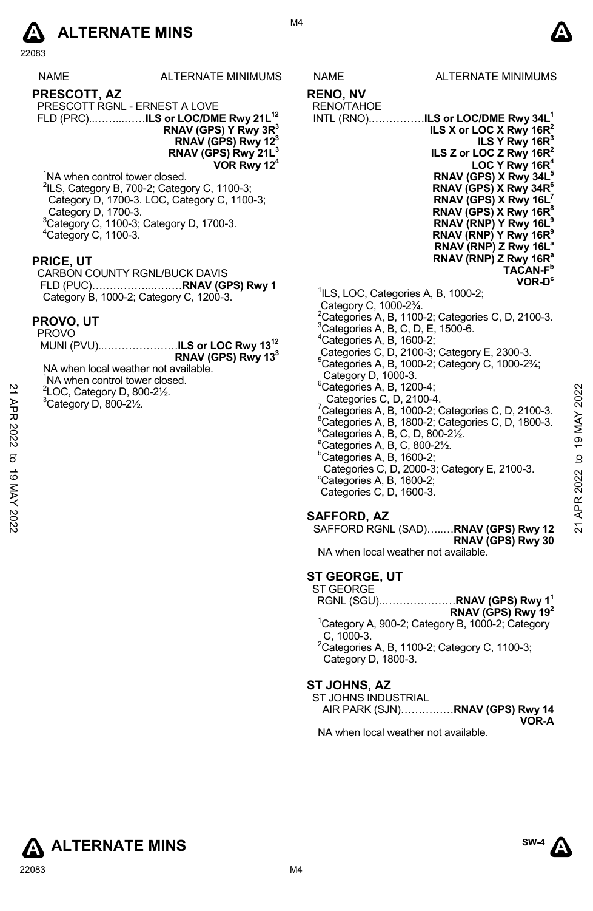| NAME | ALTERNATE MINIMUMS |
|---|---|

## PRESCOTT, AZ

PRESCOTT RGNL - ERNEST A LOVE
FLD (PRC)..……...……**ILS or LOC/DME Rwy 21L**[12]
**RNAV (GPS) Y Rwy 3R**[3]
**RNAV (GPS) Rwy 12**[3]
**RNAV (GPS) Rwy 21L**[3]
**VOR Rwy 12**[4]

[1]NA when control tower closed.
[2]ILS, Category B, 700-2; Category C, 1100-3; Category D, 1700-3. LOC, Category C, 1100-3; Category D, 1700-3.
[3]Category C, 1100-3; Category D, 1700-3.
[4]Category C, 1100-3.

## PRICE, UT

CARBON COUNTY RGNL/BUCK DAVIS
FLD (PUC)……………..………**RNAV (GPS) Rwy 1**
Category B, 1000-2; Category C, 1200-3.

## PROVO, UT

PROVO
MUNI (PVU)..…………………**ILS or LOC Rwy 13**[12]
**RNAV (GPS) Rwy 13**[3]
NA when local weather not available.
[1]NA when control tower closed.
[2]LOC, Category D, 800-2½.
[3]Category D, 800-2½.

## RENO, NV

RENO/TAHOE
INTL (RNO).……………**ILS or LOC/DME Rwy 34L**[1]
**ILS X or LOC X Rwy 16R**[2]
**ILS Y Rwy 16R**[3]
**ILS Z or LOC Z Rwy 16R**[2]
**LOC Y Rwy 16R**[4]
**RNAV (GPS) X Rwy 34L**[5]
**RNAV (GPS) X Rwy 34R**[6]
**RNAV (GPS) X Rwy 16L**[7]
**RNAV (GPS) X Rwy 16R**[8]
**RNAV (RNP) Y Rwy 16L**[9]
**RNAV (RNP) Y Rwy 16R**[9]
**RNAV (RNP) Z Rwy 16L**[a]
**RNAV (RNP) Z Rwy 16R**[a]
**TACAN-F**[b]
**VOR-D**[c]

[1]ILS, LOC, Categories A, B, 1000-2; Category C, 1000-2¾.
[2]Categories A, B, 1100-2; Categories C, D, 2100-3.
[3]Categories A, B, C, D, E, 1500-6.
[4]Categories A, B, 1600-2; Categories C, D, 2100-3; Category E, 2300-3.
[5]Categories A, B, 1000-2; Category C, 1000-2¾; Category D, 1000-3.
[6]Categories A, B, 1200-4; Categories C, D, 2100-4.
[7]Categories A, B, 1000-2; Categories C, D, 2100-3.
[8]Categories A, B, 1800-2; Categories C, D, 1800-3.
[9]Categories A, B, C, D, 800-2½.
[a]Categories A, B, C, 800-2½.
[b]Categories A, B, 1600-2; Categories C, D, 2000-3; Category E, 2100-3.
[c]Categories A, B, 1600-2; Categories C, D, 1600-3.

## SAFFORD, AZ

SAFFORD RGNL (SAD)…..…**RNAV (GPS) Rwy 12**
**RNAV (GPS) Rwy 30**
NA when local weather not available.

## ST GEORGE, UT

ST GEORGE
RGNL (SGU).…………………**RNAV (GPS) Rwy 1**[1]
**RNAV (GPS) Rwy 19**[2]
[1]Category A, 900-2; Category B, 1000-2; Category C, 1000-3.
[2]Categories A, B, 1100-2; Category C, 1100-3; Category D, 1800-3.

## ST JOHNS, AZ

ST JOHNS INDUSTRIAL
AIR PARK (SJN)……………**RNAV (GPS) Rwy 14**
**VOR-A**
NA when local weather not available.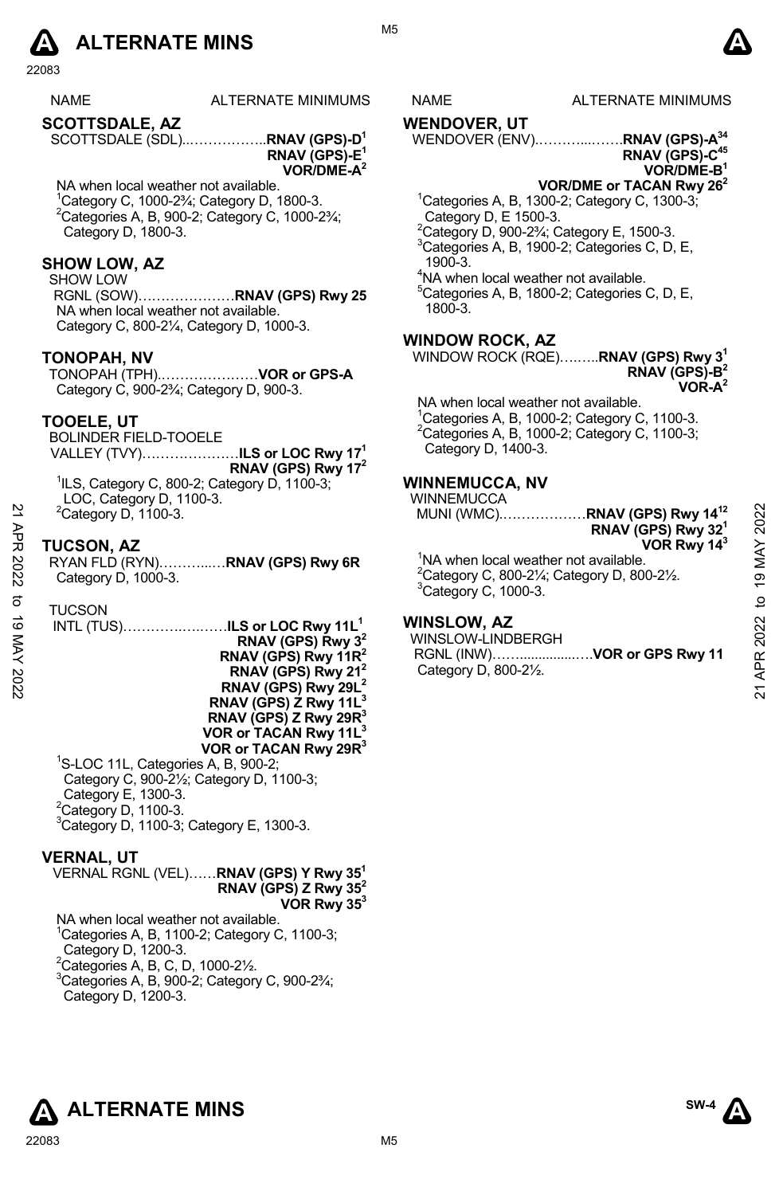# ALTERNATE MINS

| NAME | ALTERNATE MINIMUMS |
|---|---|

## SCOTTSDALE, AZ

SCOTTSDALE (SDL)..……………..**RNAV (GPS)-D**[1]
**RNAV (GPS)-E**[1]
**VOR/DME-A**[2]

NA when local weather not available.
[1]Category C, 1000-2¾; Category D, 1800-3.
[2]Categories A, B, 900-2; Category C, 1000-2¾; Category D, 1800-3.

## SHOW LOW, AZ

SHOW LOW
RGNL (SOW)…………………**RNAV (GPS) Rwy 25**
NA when local weather not available.
Category C, 800-2¼, Category D, 1000-3.

## TONOPAH, NV

TONOPAH (TPH).…………………**VOR or GPS-A**
Category C, 900-2¾; Category D, 900-3.

## TOOELE, UT

BOLINDER FIELD-TOOELE
VALLEY (TVY)…………………**ILS or LOC Rwy 17**[1]
**RNAV (GPS) Rwy 17**[2]

[1]ILS, Category C, 800-2; Category D, 1100-3; LOC, Category D, 1100-3.
[2]Category D, 1100-3.

## TUCSON, AZ

RYAN FLD (RYN)………..…**RNAV (GPS) Rwy 6R**
Category D, 1000-3.

TUCSON
INTL (TUS)………….….……**ILS or LOC Rwy 11L**[1]
**RNAV (GPS) Rwy 3**[2]
**RNAV (GPS) Rwy 11R**[2]
**RNAV (GPS) Rwy 21**[2]
**RNAV (GPS) Rwy 29L**[2]
**RNAV (GPS) Z Rwy 11L**[3]
**RNAV (GPS) Z Rwy 29R**[3]
**VOR or TACAN Rwy 11L**[3]
**VOR or TACAN Rwy 29R**[3]

[1]S-LOC 11L, Categories A, B, 900-2; Category C, 900-2½; Category D, 1100-3; Category E, 1300-3.
[2]Category D, 1100-3.
[3]Category D, 1100-3; Category E, 1300-3.

## VERNAL, UT

VERNAL RGNL (VEL)……**RNAV (GPS) Y Rwy 35**[1]
**RNAV (GPS) Z Rwy 35**[2]
**VOR Rwy 35**[3]

NA when local weather not available.
[1]Categories A, B, 1100-2; Category C, 1100-3; Category D, 1200-3.
[2]Categories A, B, C, D, 1000-2½.
[3]Categories A, B, 900-2; Category C, 900-2¾; Category D, 1200-3.

## WENDOVER, UT

WENDOVER (ENV).………...…….**RNAV (GPS)-A**[3,4]
**RNAV (GPS)-C**[4,5]
**VOR/DME-B**[1]
**VOR/DME or TACAN Rwy 26**[2]

[1]Categories A, B, 1300-2; Category C, 1300-3; Category D, E 1500-3.
[2]Category D, 900-2¾; Category E, 1500-3.
[3]Categories A, B, 1900-2; Categories C, D, E, 1900-3.
[4]NA when local weather not available.
[5]Categories A, B, 1800-2; Categories C, D, E, 1800-3.

## WINDOW ROCK, AZ

WINDOW ROCK (RQE)….…..**RNAV (GPS) Rwy 3**[1]
**RNAV (GPS)-B**[2]
**VOR-A**[2]

NA when local weather not available.
[1]Categories A, B, 1000-2; Category C, 1100-3.
[2]Categories A, B, 1000-2; Category C, 1100-3; Category D, 1400-3.

## WINNEMUCCA, NV

WINNEMUCCA
MUNI (WMC).………………**RNAV (GPS) Rwy 14**[1,2]
**RNAV (GPS) Rwy 32**[1]
**VOR Rwy 14**[3]

[1]NA when local weather not available.
[2]Category C, 800-2¼; Category D, 800-2½.
[3]Category C, 1000-3.

## WINSLOW, AZ

WINSLOW-LINDBERGH
RGNL (INW)……...............….**VOR or GPS Rwy 11**
Category D, 800-2½.